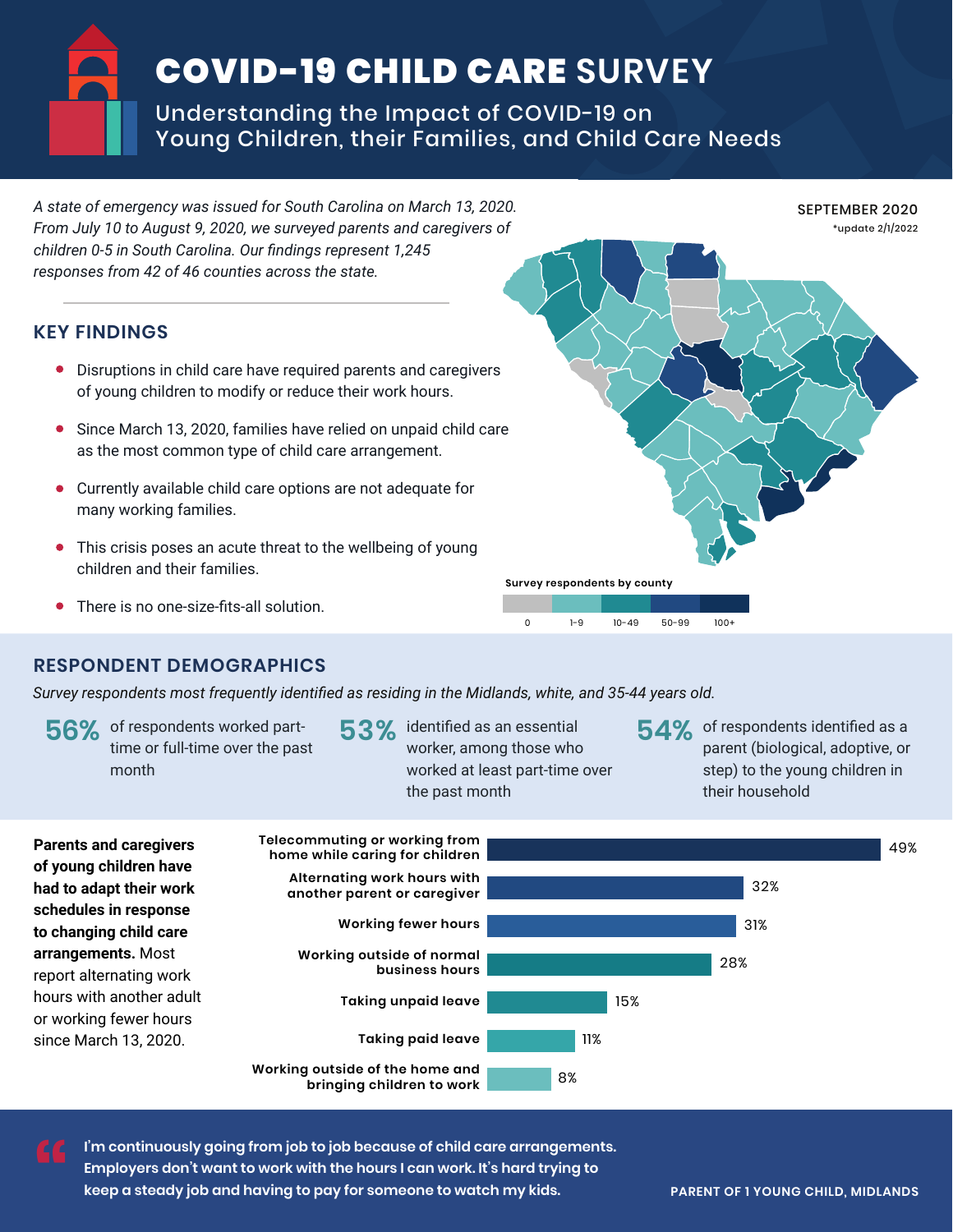# COVID-19 CHILD CARE SURVEY

## Understanding the Impact of COVID-19 on Young Children, their Families, and Child Care Needs

SEPTEMBER 2020
*update 2/1/2022

*A state of emergency was issued for South Carolina on March 13, 2020. From July 10 to August 9, 2020, we surveyed parents and caregivers of children 0-5 in South Carolina. Our findings represent 1,245 responses from 42 of 46 counties across the state.*

**Survey respondents by county**

| 0 | 1-9 | 10-49 | 50-99 | 100+ |
|---|---|---|---|---|

## KEY FINDINGS

- Disruptions in child care have required parents and caregivers of young children to modify or reduce their work hours.
- Since March 13, 2020, families have relied on unpaid child care as the most common type of child care arrangement.
- Currently available child care options are not adequate for many working families.
- This crisis poses an acute threat to the wellbeing of young children and their families.
- There is no one-size-fits-all solution.

## RESPONDENT DEMOGRAPHICS

*Survey respondents most frequently identified as residing in the Midlands, white, and 35-44 years old.*

**56%** of respondents worked part-time or full-time over the past month

**53%** identified as an essential worker, among those who worked at least part-time over the past month

**54%** of respondents identified as a parent (biological, adoptive, or step) to the young children in their household

**Parents and caregivers of young children have had to adapt their work schedules in response to changing child care arrangements.** Most report alternating work hours with another adult or working fewer hours since March 13, 2020.

| Adaptation | Percent |
|---|---|
| Telecommuting or working from home while caring for children | 49% |
| Alternating work hours with another parent or caregiver | 32% |
| Working fewer hours | 31% |
| Working outside of normal business hours | 28% |
| Taking unpaid leave | 15% |
| Taking paid leave | 11% |
| Working outside of the home and bringing children to work | 8% |

> **I'm continuously going from job to job because of child care arrangements. Employers don't want to work with the hours I can work. It's hard trying to keep a steady job and having to pay for someone to watch my kids.**
>
> PARENT OF 1 YOUNG CHILD, MIDLANDS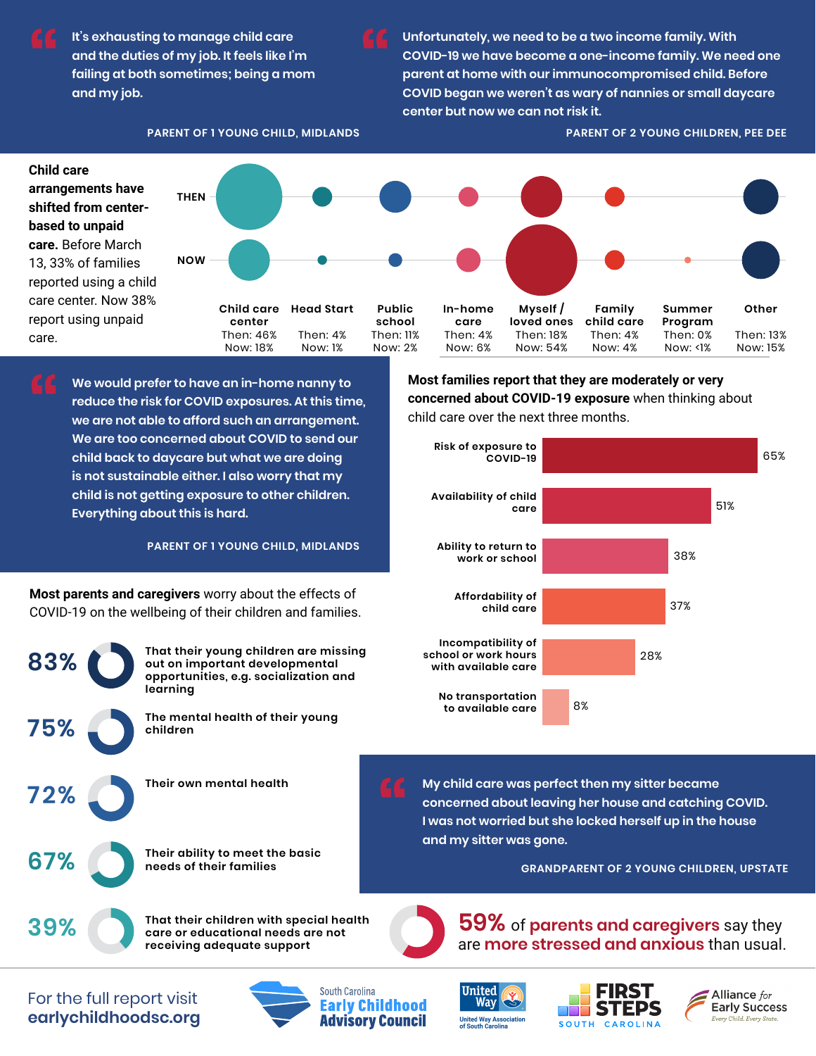> It's exhausting to manage child care and the duties of my job. It feels like I'm failing at both sometimes; being a mom and my job.
>
> PARENT OF 1 YOUNG CHILD, MIDLANDS

> Unfortunately, we need to be a two income family. With COVID-19 we have become a one-income family. We need one parent at home with our immunocompromised child. Before COVID began we weren't as wary of nannies or small daycare center but now we can not risk it.
>
> PARENT OF 2 YOUNG CHILDREN, PEE DEE

**Child care arrangements have shifted from center-based to unpaid care.** Before March 13, 33% of families reported using a child care center. Now 38% report using unpaid care.

THEN

NOW

Child care center
Then: 46%
Now: 18%

Head Start
Then: 4%
Now: 1%

Public school
Then: 11%
Now: 2%

In-home care
Then: 4%
Now: 6%

Myself / loved ones
Then: 18%
Now: 54%

Family child care
Then: 4%
Now: 4%

Summer Program
Then: 0%
Now: <1%

Other
Then: 13%
Now: 15%

> We would prefer to have an in-home nanny to reduce the risk for COVID exposures. At this time, we are not able to afford such an arrangement. We are too concerned about COVID to send our child back to daycare but what we are doing is not sustainable either. I also worry that my child is not getting exposure to other children. Everything about this is hard.
>
> PARENT OF 1 YOUNG CHILD, MIDLANDS

**Most families report that they are moderately or very concerned about COVID-19 exposure** when thinking about child care over the next three months.

Risk of exposure to COVID-19 65%

Availability of child care 51%

Ability to return to work or school 38%

Affordability of child care 37%

Incompatibility of school or work hours with available care 28%

No transportation to available care 8%

**Most parents and caregivers** worry about the effects of COVID-19 on the wellbeing of their children and families.

**83%** That their young children are missing out on important developmental opportunities, e.g. socialization and learning

**75%** The mental health of their young children

**72%** Their own mental health

**67%** Their ability to meet the basic needs of their families

**39%** That their children with special health care or educational needs are not receiving adequate support

> My child care was perfect then my sitter became concerned about leaving her house and catching COVID. I was not worried but she locked herself up in the house and my sitter was gone.
>
> GRANDPARENT OF 2 YOUNG CHILDREN, UPSTATE

**59%** of **parents and caregivers** say they are **more stressed and anxious** than usual.

For the full report visit **earlychildhoodsc.org**

South Carolina Early Childhood Advisory Council

United Way Association of South Carolina

First Steps South Carolina

Alliance for Early Success — Every Child. Every State.